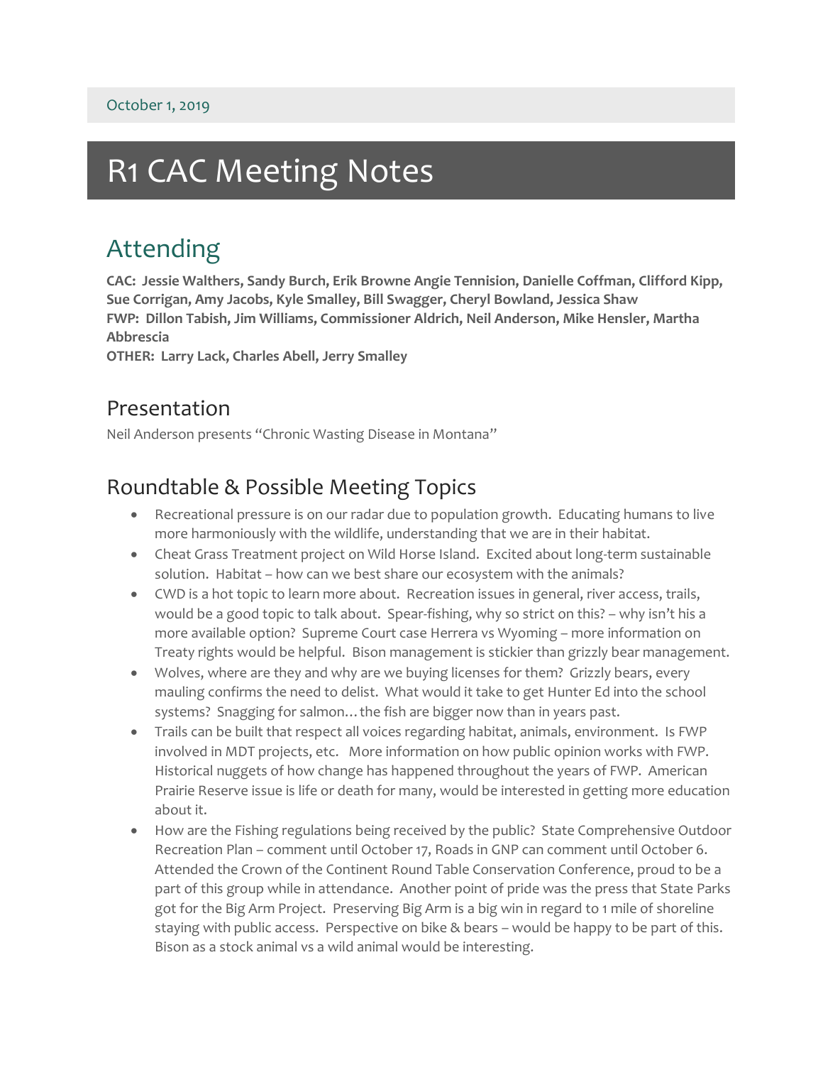October 1, 2019

# R1 CAC Meeting Notes

## Attending

**CAC: Jessie Walthers, Sandy Burch, Erik Browne Angie Tennision, Danielle Coffman, Clifford Kipp, Sue Corrigan, Amy Jacobs, Kyle Smalley, Bill Swagger, Cheryl Bowland, Jessica Shaw**
**FWP: Dillon Tabish, Jim Williams, Commissioner Aldrich, Neil Anderson, Mike Hensler, Martha Abbrescia**
**OTHER: Larry Lack, Charles Abell, Jerry Smalley**

### Presentation

Neil Anderson presents "Chronic Wasting Disease in Montana"

### Roundtable & Possible Meeting Topics

- Recreational pressure is on our radar due to population growth. Educating humans to live more harmoniously with the wildlife, understanding that we are in their habitat.
- Cheat Grass Treatment project on Wild Horse Island. Excited about long-term sustainable solution. Habitat – how can we best share our ecosystem with the animals?
- CWD is a hot topic to learn more about. Recreation issues in general, river access, trails, would be a good topic to talk about. Spear-fishing, why so strict on this? – why isn't his a more available option? Supreme Court case Herrera vs Wyoming – more information on Treaty rights would be helpful. Bison management is stickier than grizzly bear management.
- Wolves, where are they and why are we buying licenses for them? Grizzly bears, every mauling confirms the need to delist. What would it take to get Hunter Ed into the school systems? Snagging for salmon…the fish are bigger now than in years past.
- Trails can be built that respect all voices regarding habitat, animals, environment. Is FWP involved in MDT projects, etc. More information on how public opinion works with FWP. Historical nuggets of how change has happened throughout the years of FWP. American Prairie Reserve issue is life or death for many, would be interested in getting more education about it.
- How are the Fishing regulations being received by the public? State Comprehensive Outdoor Recreation Plan – comment until October 17, Roads in GNP can comment until October 6. Attended the Crown of the Continent Round Table Conservation Conference, proud to be a part of this group while in attendance. Another point of pride was the press that State Parks got for the Big Arm Project. Preserving Big Arm is a big win in regard to 1 mile of shoreline staying with public access. Perspective on bike & bears – would be happy to be part of this. Bison as a stock animal vs a wild animal would be interesting.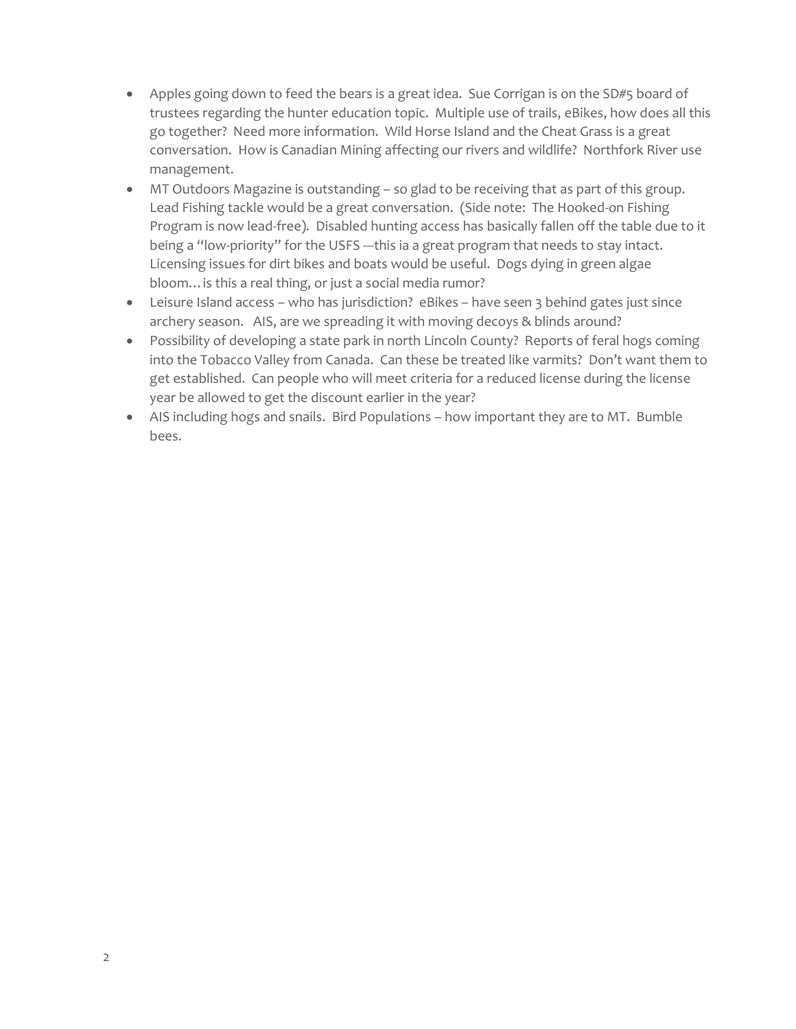- Apples going down to feed the bears is a great idea. Sue Corrigan is on the SD#5 board of trustees regarding the hunter education topic. Multiple use of trails, eBikes, how does all this go together? Need more information. Wild Horse Island and the Cheat Grass is a great conversation. How is Canadian Mining affecting our rivers and wildlife? Northfork River use management.
- MT Outdoors Magazine is outstanding – so glad to be receiving that as part of this group. Lead Fishing tackle would be a great conversation. (Side note: The Hooked-on Fishing Program is now lead-free). Disabled hunting access has basically fallen off the table due to it being a "low-priority" for the USFS ---this ia a great program that needs to stay intact. Licensing issues for dirt bikes and boats would be useful. Dogs dying in green algae bloom… is this a real thing, or just a social media rumor?
- Leisure Island access – who has jurisdiction? eBikes – have seen 3 behind gates just since archery season. AIS, are we spreading it with moving decoys & blinds around?
- Possibility of developing a state park in north Lincoln County? Reports of feral hogs coming into the Tobacco Valley from Canada. Can these be treated like varmits? Don't want them to get established. Can people who will meet criteria for a reduced license during the license year be allowed to get the discount earlier in the year?
- AIS including hogs and snails. Bird Populations – how important they are to MT. Bumble bees.